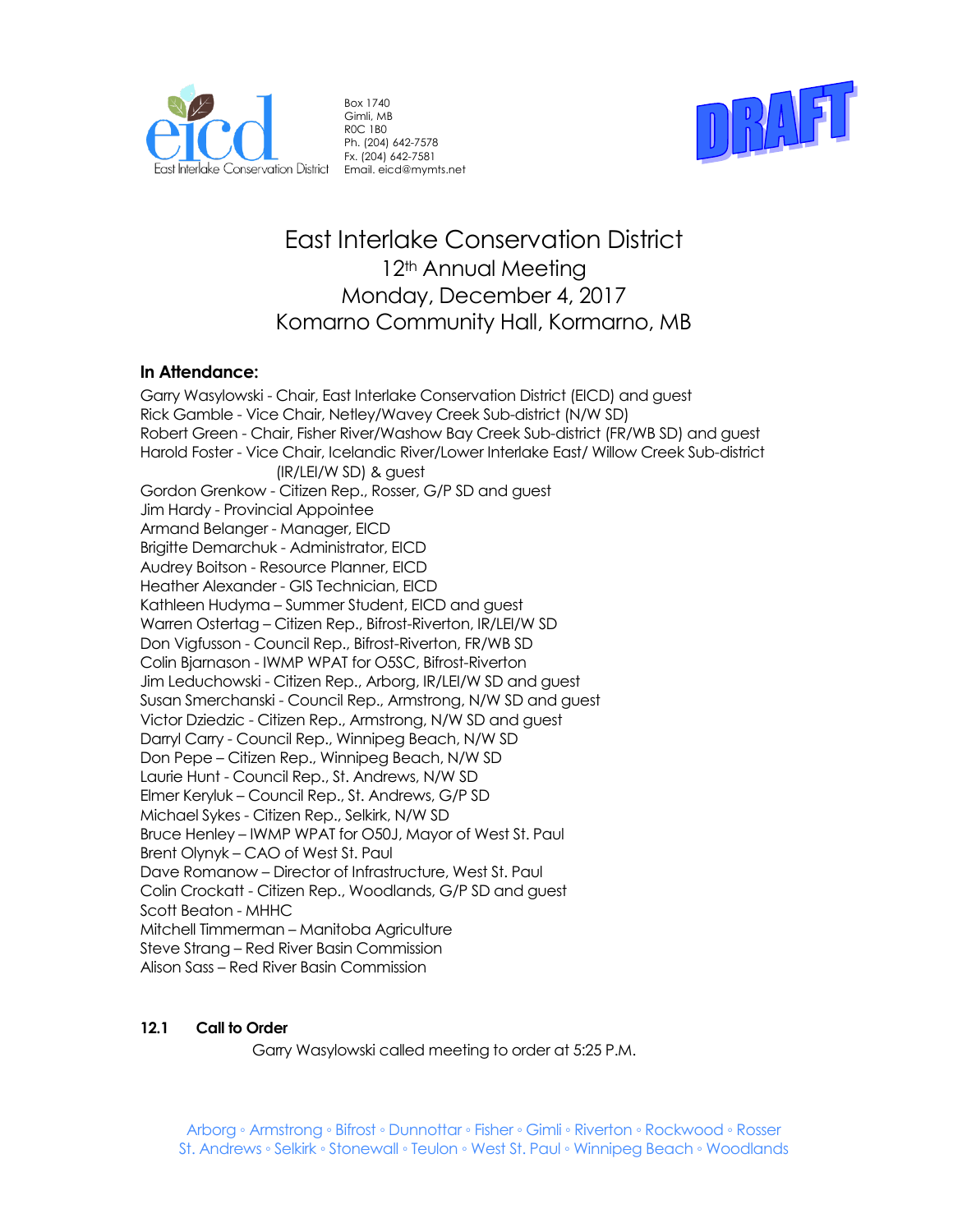East Interlake Conservation District

Box 1740
Gimli, MB
R0C 1B0
Ph. (204) 642-7578
Fx. (204) 642-7581
Email. eicd@mymts.net

DRAFT

# East Interlake Conservation District
## 12th Annual Meeting
## Monday, December 4, 2017
## Komarno Community Hall, Kormarno, MB

### In Attendance:

Garry Wasylowski - Chair, East Interlake Conservation District (EICD) and guest
Rick Gamble - Vice Chair, Netley/Wavey Creek Sub-district (N/W SD)
Robert Green - Chair, Fisher River/Washow Bay Creek Sub-district (FR/WB SD) and guest
Harold Foster - Vice Chair, Icelandic River/Lower Interlake East/ Willow Creek Sub-district (IR/LEI/W SD) & guest
Gordon Grenkow - Citizen Rep., Rosser, G/P SD and guest
Jim Hardy - Provincial Appointee
Armand Belanger - Manager, EICD
Brigitte Demarchuk - Administrator, EICD
Audrey Boitson - Resource Planner, EICD
Heather Alexander - GIS Technician, EICD
Kathleen Hudyma – Summer Student, EICD and guest
Warren Ostertag – Citizen Rep., Bifrost-Riverton, IR/LEI/W SD
Don Vigfusson - Council Rep., Bifrost-Riverton, FR/WB SD
Colin Bjarnason - IWMP WPAT for O5SC, Bifrost-Riverton
Jim Leduchowski - Citizen Rep., Arborg, IR/LEI/W SD and guest
Susan Smerchanski - Council Rep., Armstrong, N/W SD and guest
Victor Dziedzic - Citizen Rep., Armstrong, N/W SD and guest
Darryl Carry - Council Rep., Winnipeg Beach, N/W SD
Don Pepe – Citizen Rep., Winnipeg Beach, N/W SD
Laurie Hunt - Council Rep., St. Andrews, N/W SD
Elmer Keryluk – Council Rep., St. Andrews, G/P SD
Michael Sykes - Citizen Rep., Selkirk, N/W SD
Bruce Henley – IWMP WPAT for O50J, Mayor of West St. Paul
Brent Olynyk – CAO of West St. Paul
Dave Romanow – Director of Infrastructure, West St. Paul
Colin Crockatt - Citizen Rep., Woodlands, G/P SD and guest
Scott Beaton - MHHC
Mitchell Timmerman – Manitoba Agriculture
Steve Strang – Red River Basin Commission
Alison Sass – Red River Basin Commission

### 12.1 Call to Order

Garry Wasylowski called meeting to order at 5:25 P.M.

Arborg ◦ Armstrong ◦ Bifrost ◦ Dunnottar ◦ Fisher ◦ Gimli ◦ Riverton ◦ Rockwood ◦ Rosser
St. Andrews ◦ Selkirk ◦ Stonewall ◦ Teulon ◦ West St. Paul ◦ Winnipeg Beach ◦ Woodlands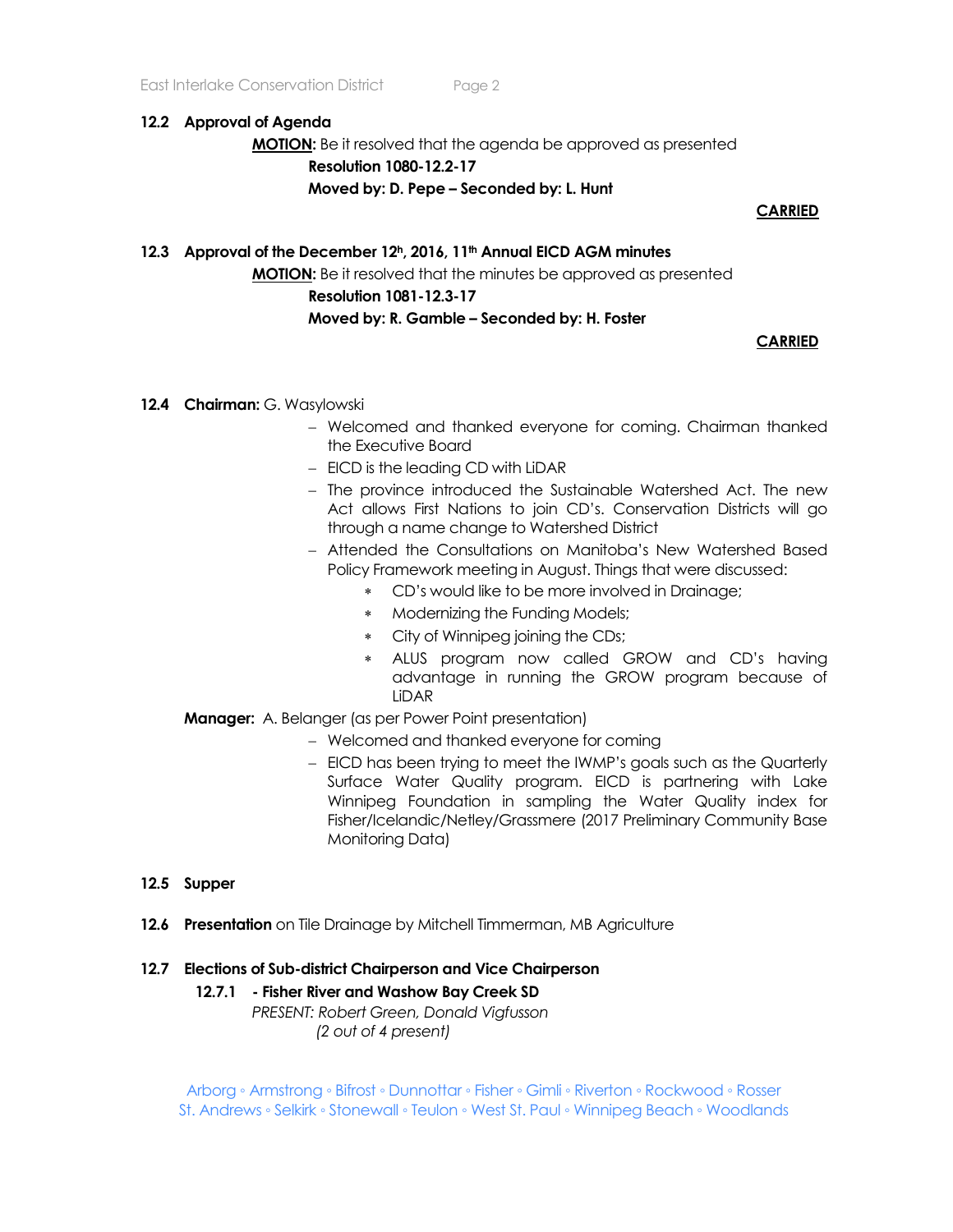**12.2 Approval of Agenda**

**MOTION:** Be it resolved that the agenda be approved as presented

**Resolution 1080-12.2-17**

**Moved by: D. Pepe – Seconded by: L. Hunt**

**CARRIED**

**12.3 Approval of the December 12h, 2016, 11th Annual EICD AGM minutes**

**MOTION:** Be it resolved that the minutes be approved as presented

**Resolution 1081-12.3-17**

**Moved by: R. Gamble – Seconded by: H. Foster**

**CARRIED**

**12.4 Chairman:** G. Wasylowski

- Welcomed and thanked everyone for coming. Chairman thanked the Executive Board
- EICD is the leading CD with LiDAR
- The province introduced the Sustainable Watershed Act. The new Act allows First Nations to join CD's. Conservation Districts will go through a name change to Watershed District
- Attended the Consultations on Manitoba's New Watershed Based Policy Framework meeting in August. Things that were discussed:
  - CD's would like to be more involved in Drainage;
  - Modernizing the Funding Models;
  - City of Winnipeg joining the CDs;
  - ALUS program now called GROW and CD's having advantage in running the GROW program because of LiDAR

**Manager:** A. Belanger (as per Power Point presentation)

- Welcomed and thanked everyone for coming
- EICD has been trying to meet the IWMP's goals such as the Quarterly Surface Water Quality program. EICD is partnering with Lake Winnipeg Foundation in sampling the Water Quality index for Fisher/Icelandic/Netley/Grassmere (2017 Preliminary Community Base Monitoring Data)

**12.5 Supper**

**12.6 Presentation** on Tile Drainage by Mitchell Timmerman, MB Agriculture

**12.7 Elections of Sub-district Chairperson and Vice Chairperson**

**12.7.1 - Fisher River and Washow Bay Creek SD**

*PRESENT: Robert Green, Donald Vigfusson*

*(2 out of 4 present)*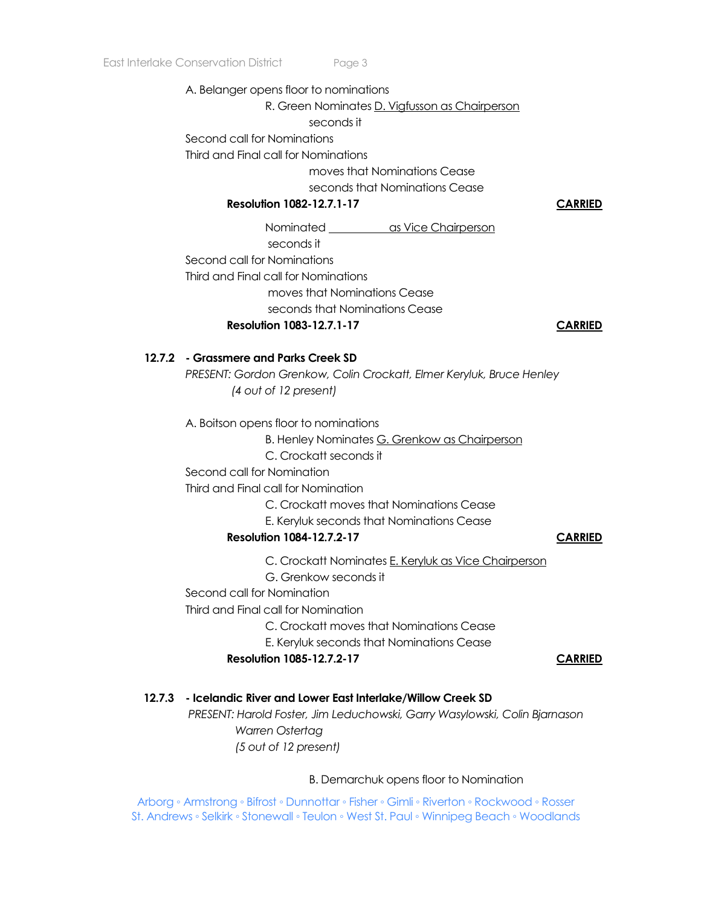A. Belanger opens floor to nominations

R. Green Nominates D. Vigfusson as Chairperson

seconds it

Second call for Nominations

Third and Final call for Nominations

moves that Nominations Cease

seconds that Nominations Cease

**Resolution 1082-12.7.1-17** **CARRIED**

Nominated ___________ as Vice Chairperson

seconds it

Second call for Nominations

Third and Final call for Nominations

moves that Nominations Cease

seconds that Nominations Cease

**Resolution 1083-12.7.1-17** **CARRIED**

**12.7.2 - Grassmere and Parks Creek SD**

*PRESENT: Gordon Grenkow, Colin Crockatt, Elmer Keryluk, Bruce Henley (4 out of 12 present)*

A. Boitson opens floor to nominations

B. Henley Nominates G. Grenkow as Chairperson

C. Crockatt seconds it

Second call for Nomination

Third and Final call for Nomination

C. Crockatt moves that Nominations Cease

E. Keryluk seconds that Nominations Cease

**Resolution 1084-12.7.2-17** **CARRIED**

C. Crockatt Nominates E. Keryluk as Vice Chairperson

G. Grenkow seconds it

Second call for Nomination

Third and Final call for Nomination

C. Crockatt moves that Nominations Cease

E. Keryluk seconds that Nominations Cease

**Resolution 1085-12.7.2-17** **CARRIED**

**12.7.3 - Icelandic River and Lower East Interlake/Willow Creek SD**

*PRESENT: Harold Foster, Jim Leduchowski, Garry Wasylowski, Colin Bjarnason Warren Ostertag (5 out of 12 present)*

B. Demarchuk opens floor to Nomination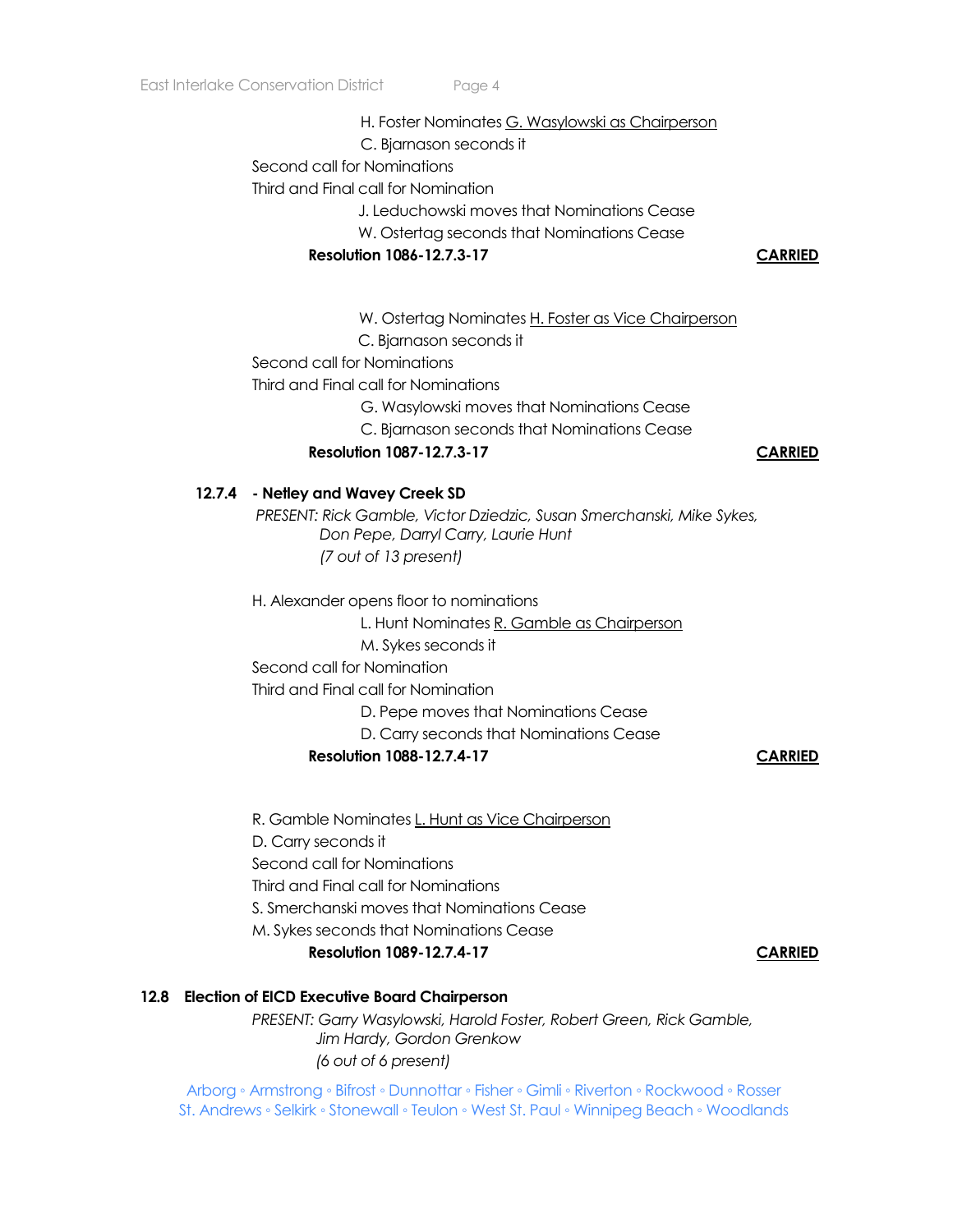H. Foster Nominates <u>G. Wasylowski as Chairperson</u>
C. Bjarnason seconds it

Second call for Nominations
Third and Final call for Nomination

J. Leduchowski moves that Nominations Cease
W. Ostertag seconds that Nominations Cease

**Resolution 1086-12.7.3-17** **<u>CARRIED</u>**

W. Ostertag Nominates <u>H. Foster as Vice Chairperson</u>
C. Bjarnason seconds it

Second call for Nominations
Third and Final call for Nominations

G. Wasylowski moves that Nominations Cease
C. Bjarnason seconds that Nominations Cease

**Resolution 1087-12.7.3-17** **<u>CARRIED</u>**

**12.7.4 - Netley and Wavey Creek SD**

*PRESENT: Rick Gamble, Victor Dziedzic, Susan Smerchanski, Mike Sykes, Don Pepe, Darryl Carry, Laurie Hunt*
*(7 out of 13 present)*

H. Alexander opens floor to nominations

L. Hunt Nominates <u>R. Gamble as Chairperson</u>
M. Sykes seconds it

Second call for Nomination
Third and Final call for Nomination

D. Pepe moves that Nominations Cease
D. Carry seconds that Nominations Cease

**Resolution 1088-12.7.4-17** **<u>CARRIED</u>**

R. Gamble Nominates <u>L. Hunt as Vice Chairperson</u>
D. Carry seconds it
Second call for Nominations
Third and Final call for Nominations
S. Smerchanski moves that Nominations Cease
M. Sykes seconds that Nominations Cease

**Resolution 1089-12.7.4-17** **<u>CARRIED</u>**

**12.8 Election of EICD Executive Board Chairperson**

*PRESENT: Garry Wasylowski, Harold Foster, Robert Green, Rick Gamble, Jim Hardy, Gordon Grenkow*
*(6 out of 6 present)*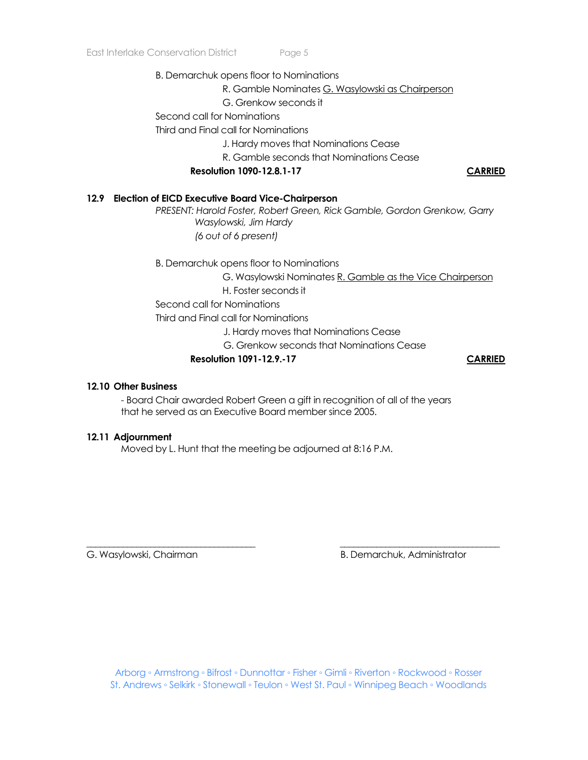B. Demarchuk opens floor to Nominations

R. Gamble Nominates G. Wasylowski as Chairperson

G. Grenkow seconds it

Second call for Nominations

Third and Final call for Nominations

J. Hardy moves that Nominations Cease

R. Gamble seconds that Nominations Cease

**Resolution 1090-12.8.1-17** **CARRIED**

### 12.9 Election of EICD Executive Board Vice-Chairperson

*PRESENT: Harold Foster, Robert Green, Rick Gamble, Gordon Grenkow, Garry Wasylowski, Jim Hardy*
*(6 out of 6 present)*

B. Demarchuk opens floor to Nominations

G. Wasylowski Nominates R. Gamble as the Vice Chairperson

H. Foster seconds it

Second call for Nominations

Third and Final call for Nominations

J. Hardy moves that Nominations Cease

G. Grenkow seconds that Nominations Cease

**Resolution 1091-12.9.-17** **CARRIED**

### 12.10 Other Business

- Board Chair awarded Robert Green a gift in recognition of all of the years that he served as an Executive Board member since 2005.

### 12.11 Adjournment

Moved by L. Hunt that the meeting be adjourned at 8:16 P.M.

\_\_\_\_\_\_\_\_\_\_\_\_\_\_\_\_\_\_\_\_\_\_\_\_\_\_\_\_\_\_\_\_
G. Wasylowski, Chairman

\_\_\_\_\_\_\_\_\_\_\_\_\_\_\_\_\_\_\_\_\_\_\_\_\_\_\_\_\_\_\_\_
B. Demarchuk, Administrator

Arborg ◦ Armstrong ◦ Bifrost ◦ Dunnottar ◦ Fisher ◦ Gimli ◦ Riverton ◦ Rockwood ◦ Rosser
St. Andrews ◦ Selkirk ◦ Stonewall ◦ Teulon ◦ West St. Paul ◦ Winnipeg Beach ◦ Woodlands